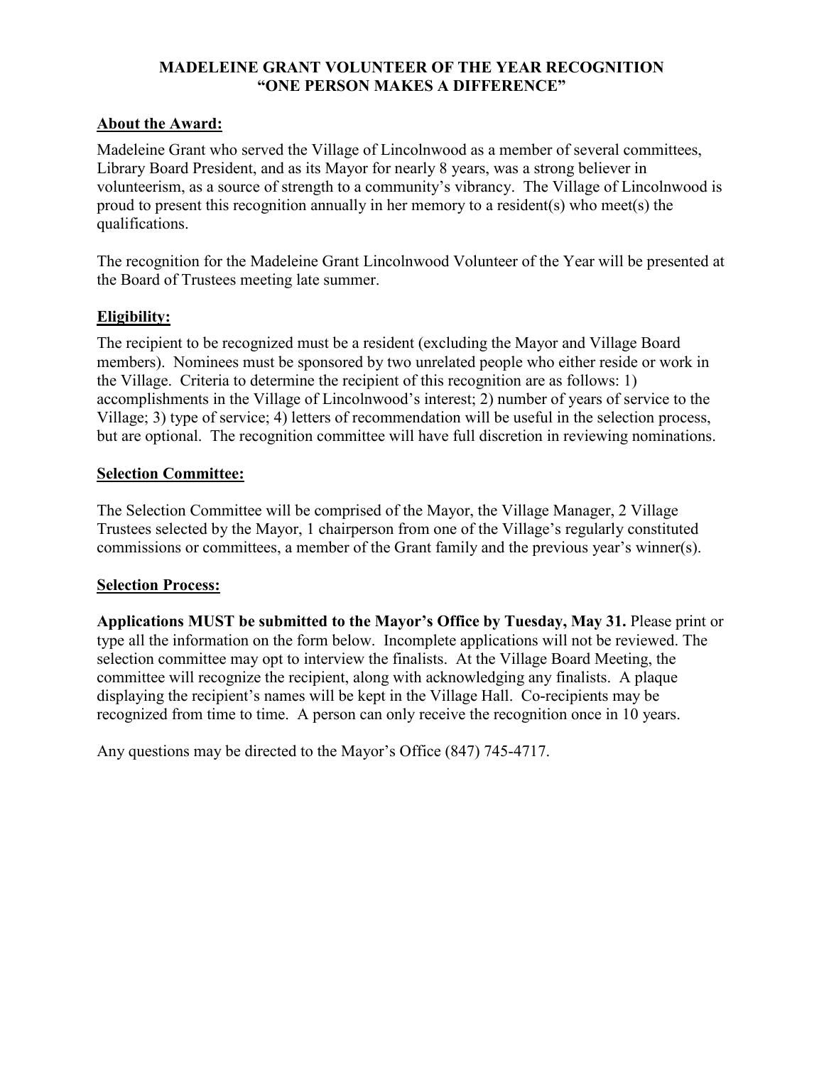# MADELEINE GRANT VOLUNTEER OF THE YEAR RECOGNITION
# "ONE PERSON MAKES A DIFFERENCE"

## About the Award:

Madeleine Grant who served the Village of Lincolnwood as a member of several committees, Library Board President, and as its Mayor for nearly 8 years, was a strong believer in volunteerism, as a source of strength to a community's vibrancy. The Village of Lincolnwood is proud to present this recognition annually in her memory to a resident(s) who meet(s) the qualifications.

The recognition for the Madeleine Grant Lincolnwood Volunteer of the Year will be presented at the Board of Trustees meeting late summer.

## Eligibility:

The recipient to be recognized must be a resident (excluding the Mayor and Village Board members). Nominees must be sponsored by two unrelated people who either reside or work in the Village. Criteria to determine the recipient of this recognition are as follows: 1) accomplishments in the Village of Lincolnwood's interest; 2) number of years of service to the Village; 3) type of service; 4) letters of recommendation will be useful in the selection process, but are optional. The recognition committee will have full discretion in reviewing nominations.

## Selection Committee:

The Selection Committee will be comprised of the Mayor, the Village Manager, 2 Village Trustees selected by the Mayor, 1 chairperson from one of the Village's regularly constituted commissions or committees, a member of the Grant family and the previous year's winner(s).

## Selection Process:

**Applications MUST be submitted to the Mayor's Office by Tuesday, May 31.** Please print or type all the information on the form below. Incomplete applications will not be reviewed. The selection committee may opt to interview the finalists. At the Village Board Meeting, the committee will recognize the recipient, along with acknowledging any finalists. A plaque displaying the recipient's names will be kept in the Village Hall. Co-recipients may be recognized from time to time. A person can only receive the recognition once in 10 years.

Any questions may be directed to the Mayor's Office (847) 745-4717.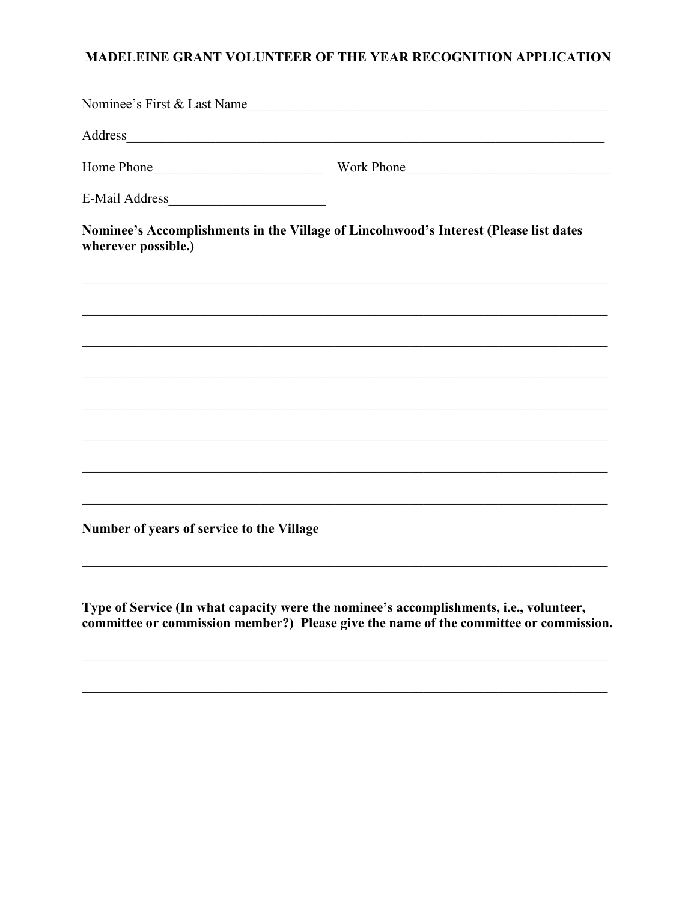# MADELEINE GRANT VOLUNTEER OF THE YEAR RECOGNITION APPLICATION

Nominee's First & Last Name_______________________________________________________

Address_______________________________________________________________________

Home Phone_________________________ Work Phone______________________________

E-Mail Address_______________________

**Nominee's Accomplishments in the Village of Lincolnwood's Interest (Please list dates wherever possible.)**

_______________________________________________________________________________

_______________________________________________________________________________

_______________________________________________________________________________

_______________________________________________________________________________

_______________________________________________________________________________

_______________________________________________________________________________

_______________________________________________________________________________

_______________________________________________________________________________

**Number of years of service to the Village**

_______________________________________________________________________________

**Type of Service (In what capacity were the nominee's accomplishments, i.e., volunteer, committee or commission member?) Please give the name of the committee or commission.**

_______________________________________________________________________________

_______________________________________________________________________________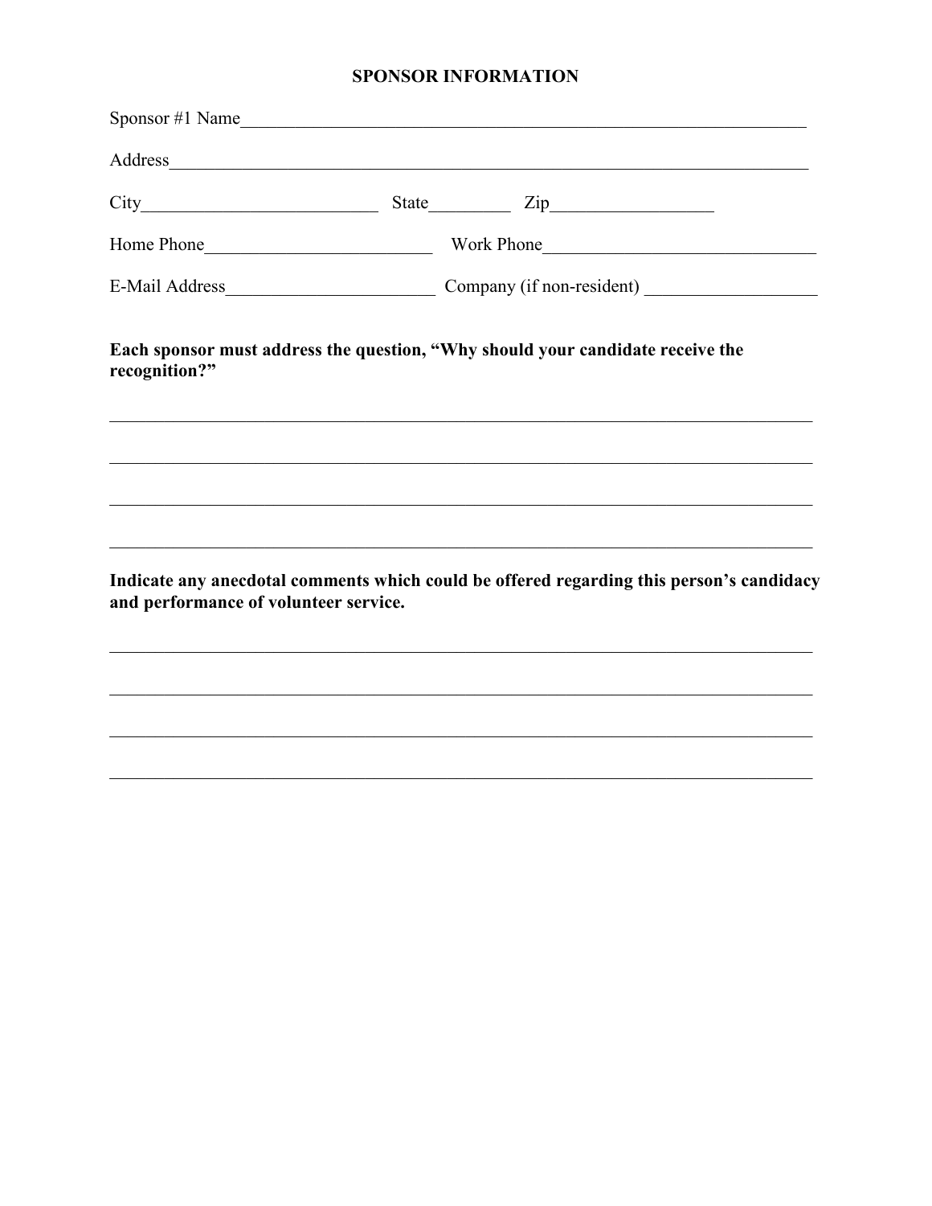## SPONSOR INFORMATION

Sponsor #1 Name_________________________________________________________________

Address_______________________________________________________________________

City__________________________ State_________ Zip__________________

Home Phone_________________________ Work Phone_______________________________

E-Mail Address_______________________ Company (if non-resident) ___________________

**Each sponsor must address the question, “Why should your candidate receive the recognition?”**

_______________________________________________________________________________

_______________________________________________________________________________

_______________________________________________________________________________

_______________________________________________________________________________

**Indicate any anecdotal comments which could be offered regarding this person’s candidacy and performance of volunteer service.**

_______________________________________________________________________________

_______________________________________________________________________________

_______________________________________________________________________________

_______________________________________________________________________________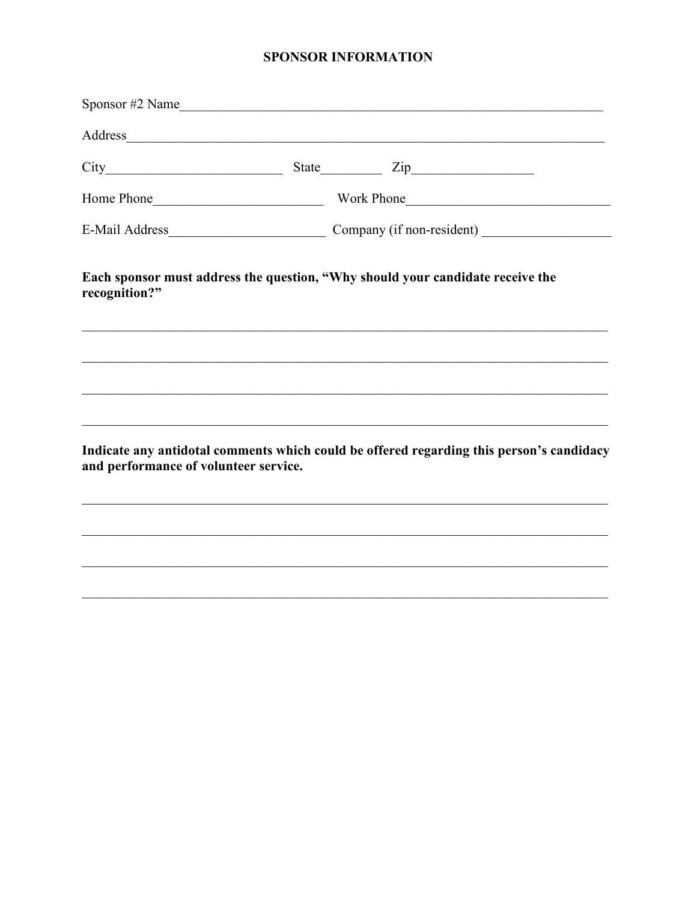## SPONSOR INFORMATION

Sponsor #2 Name_______________________________________________________________

Address______________________________________________________________________

City_________________________ State_________ Zip_________________

Home Phone________________________ Work Phone_____________________________

E-Mail Address______________________ Company (if non-resident) __________________

**Each sponsor must address the question, "Why should your candidate receive the recognition?"**

_______________________________________________________________________________

_______________________________________________________________________________

_______________________________________________________________________________

_______________________________________________________________________________

**Indicate any antidotal comments which could be offered regarding this person's candidacy and performance of volunteer service.**

_______________________________________________________________________________

_______________________________________________________________________________

_______________________________________________________________________________

_______________________________________________________________________________